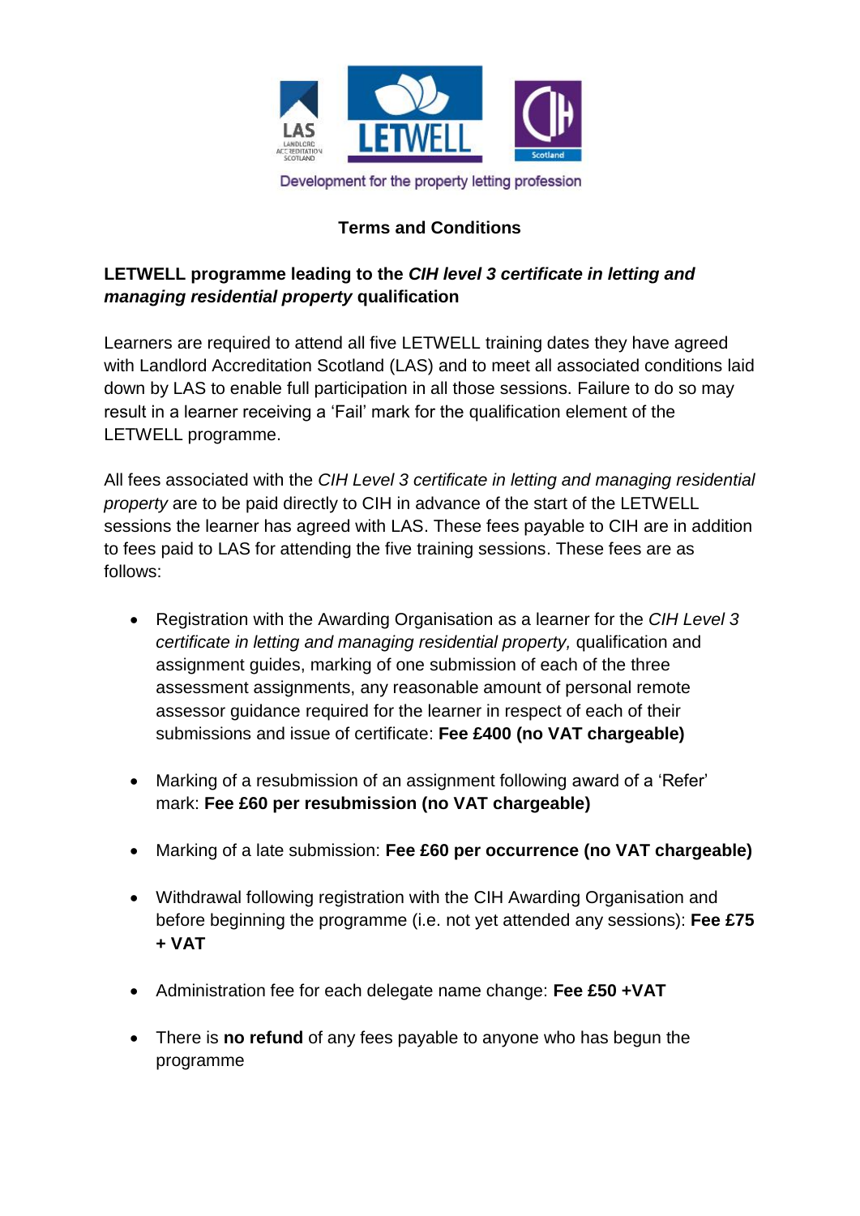Development for the property letting profession

**Terms and Conditions**

**LETWELL programme leading to the *CIH level 3 certificate in letting and managing residential property* qualification**

Learners are required to attend all five LETWELL training dates they have agreed with Landlord Accreditation Scotland (LAS) and to meet all associated conditions laid down by LAS to enable full participation in all those sessions. Failure to do so may result in a learner receiving a 'Fail' mark for the qualification element of the LETWELL programme.

All fees associated with the *CIH Level 3 certificate in letting and managing residential property* are to be paid directly to CIH in advance of the start of the LETWELL sessions the learner has agreed with LAS. These fees payable to CIH are in addition to fees paid to LAS for attending the five training sessions. These fees are as follows:

- Registration with the Awarding Organisation as a learner for the *CIH Level 3 certificate in letting and managing residential property,* qualification and assignment guides, marking of one submission of each of the three assessment assignments, any reasonable amount of personal remote assessor guidance required for the learner in respect of each of their submissions and issue of certificate: **Fee £400 (no VAT chargeable)**

- Marking of a resubmission of an assignment following award of a 'Refer' mark: **Fee £60 per resubmission (no VAT chargeable)**

- Marking of a late submission: **Fee £60 per occurrence (no VAT chargeable)**

- Withdrawal following registration with the CIH Awarding Organisation and before beginning the programme (i.e. not yet attended any sessions): **Fee £75 + VAT**

- Administration fee for each delegate name change: **Fee £50 +VAT**

- There is **no refund** of any fees payable to anyone who has begun the programme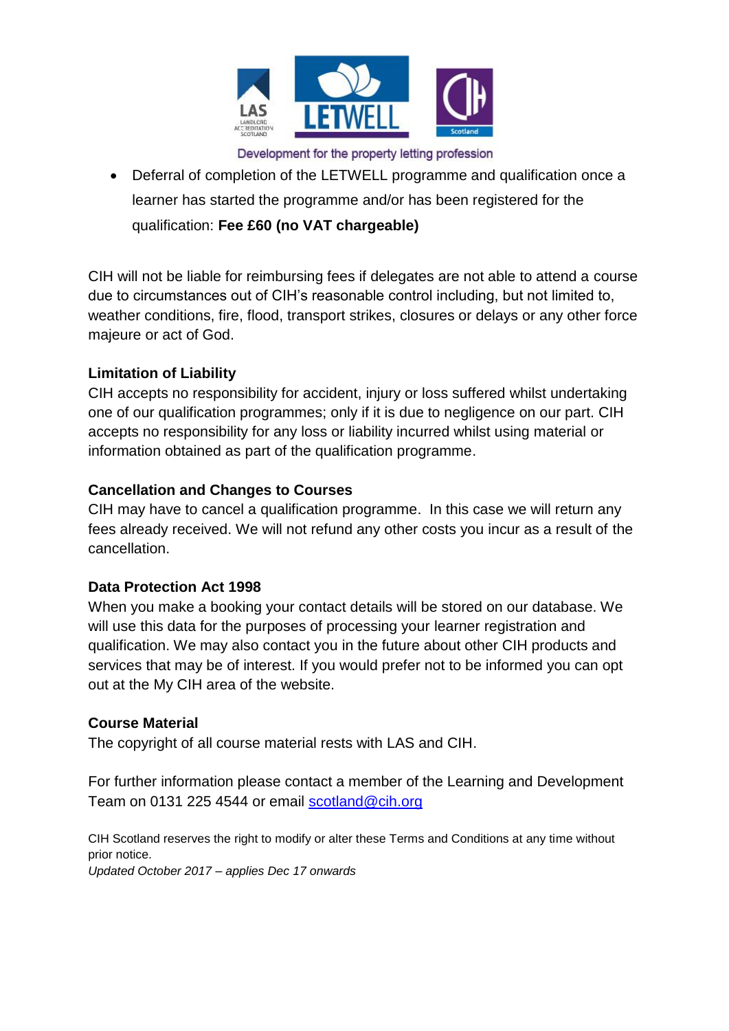- Deferral of completion of the LETWELL programme and qualification once a learner has started the programme and/or has been registered for the qualification: **Fee £60 (no VAT chargeable)**

CIH will not be liable for reimbursing fees if delegates are not able to attend a course due to circumstances out of CIH's reasonable control including, but not limited to, weather conditions, fire, flood, transport strikes, closures or delays or any other force majeure or act of God.

**Limitation of Liability**

CIH accepts no responsibility for accident, injury or loss suffered whilst undertaking one of our qualification programmes; only if it is due to negligence on our part. CIH accepts no responsibility for any loss or liability incurred whilst using material or information obtained as part of the qualification programme.

**Cancellation and Changes to Courses**

CIH may have to cancel a qualification programme. In this case we will return any fees already received. We will not refund any other costs you incur as a result of the cancellation.

**Data Protection Act 1998**

When you make a booking your contact details will be stored on our database. We will use this data for the purposes of processing your learner registration and qualification. We may also contact you in the future about other CIH products and services that may be of interest. If you would prefer not to be informed you can opt out at the My CIH area of the website.

**Course Material**

The copyright of all course material rests with LAS and CIH.

For further information please contact a member of the Learning and Development Team on 0131 225 4544 or email scotland@cih.org

CIH Scotland reserves the right to modify or alter these Terms and Conditions at any time without prior notice.

*Updated October 2017 – applies Dec 17 onwards*